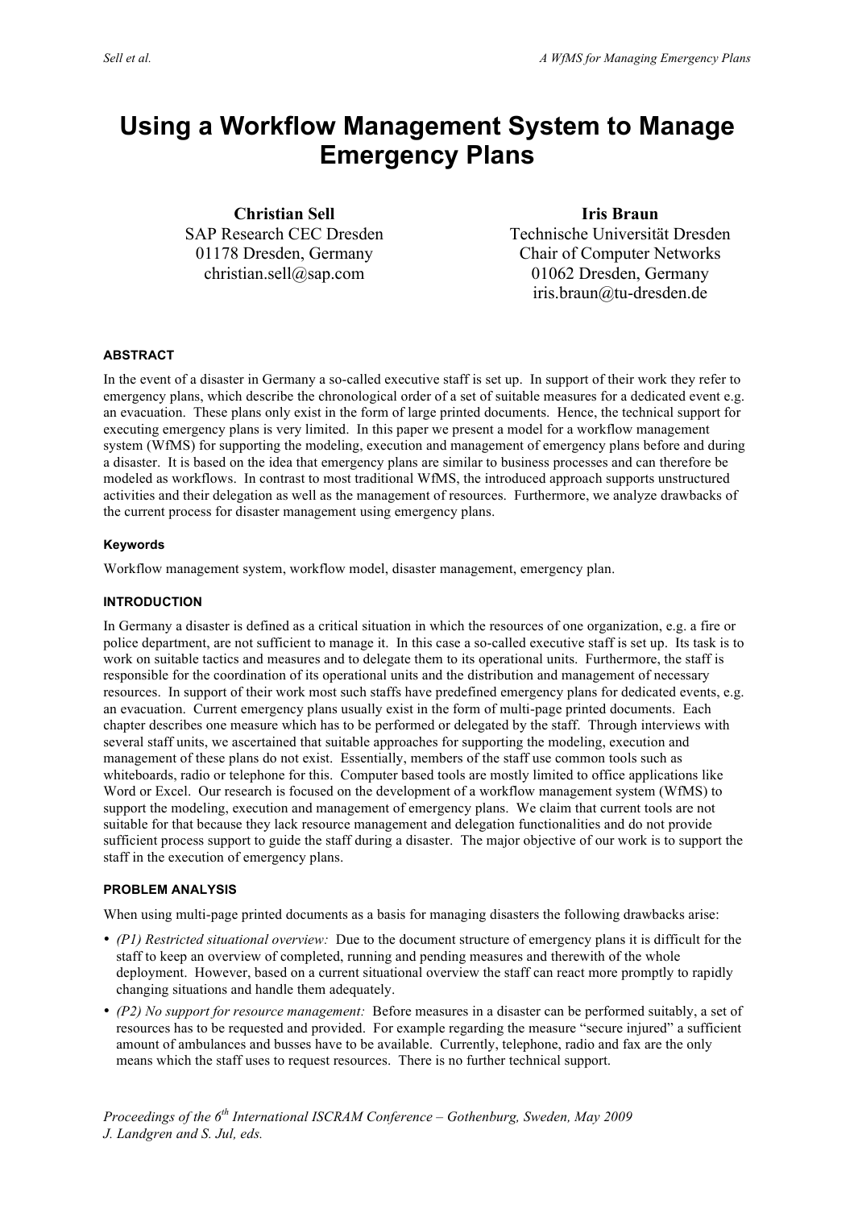# Using a Workflow Management System to Manage Emergency Plans

**Christian Sell**
SAP Research CEC Dresden
01178 Dresden, Germany
christian.sell@sap.com

**Iris Braun**
Technische Universität Dresden
Chair of Computer Networks
01062 Dresden, Germany
iris.braun@tu-dresden.de

## ABSTRACT

In the event of a disaster in Germany a so-called executive staff is set up. In support of their work they refer to emergency plans, which describe the chronological order of a set of suitable measures for a dedicated event e.g. an evacuation. These plans only exist in the form of large printed documents. Hence, the technical support for executing emergency plans is very limited. In this paper we present a model for a workflow management system (WfMS) for supporting the modeling, execution and management of emergency plans before and during a disaster. It is based on the idea that emergency plans are similar to business processes and can therefore be modeled as workflows. In contrast to most traditional WfMS, the introduced approach supports unstructured activities and their delegation as well as the management of resources. Furthermore, we analyze drawbacks of the current process for disaster management using emergency plans.

### Keywords

Workflow management system, workflow model, disaster management, emergency plan.

## INTRODUCTION

In Germany a disaster is defined as a critical situation in which the resources of one organization, e.g. a fire or police department, are not sufficient to manage it. In this case a so-called executive staff is set up. Its task is to work on suitable tactics and measures and to delegate them to its operational units. Furthermore, the staff is responsible for the coordination of its operational units and the distribution and management of necessary resources. In support of their work most such staffs have predefined emergency plans for dedicated events, e.g. an evacuation. Current emergency plans usually exist in the form of multi-page printed documents. Each chapter describes one measure which has to be performed or delegated by the staff. Through interviews with several staff units, we ascertained that suitable approaches for supporting the modeling, execution and management of these plans do not exist. Essentially, members of the staff use common tools such as whiteboards, radio or telephone for this. Computer based tools are mostly limited to office applications like Word or Excel. Our research is focused on the development of a workflow management system (WfMS) to support the modeling, execution and management of emergency plans. We claim that current tools are not suitable for that because they lack resource management and delegation functionalities and do not provide sufficient process support to guide the staff during a disaster. The major objective of our work is to support the staff in the execution of emergency plans.

## PROBLEM ANALYSIS

When using multi-page printed documents as a basis for managing disasters the following drawbacks arise:

- *(P1) Restricted situational overview:* Due to the document structure of emergency plans it is difficult for the staff to keep an overview of completed, running and pending measures and therewith of the whole deployment. However, based on a current situational overview the staff can react more promptly to rapidly changing situations and handle them adequately.
- *(P2) No support for resource management:* Before measures in a disaster can be performed suitably, a set of resources has to be requested and provided. For example regarding the measure "secure injured" a sufficient amount of ambulances and busses have to be available. Currently, telephone, radio and fax are the only means which the staff uses to request resources. There is no further technical support.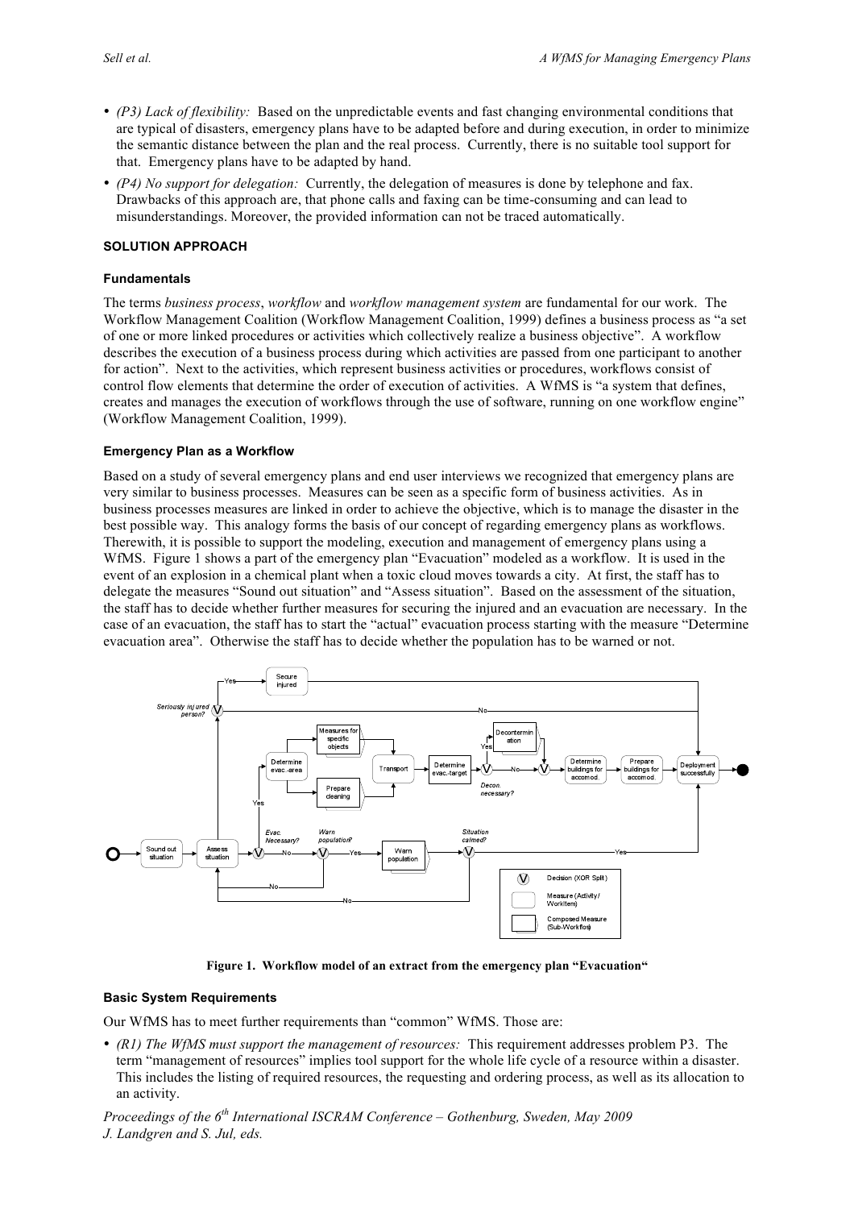- *(P3) Lack of flexibility:* Based on the unpredictable events and fast changing environmental conditions that are typical of disasters, emergency plans have to be adapted before and during execution, in order to minimize the semantic distance between the plan and the real process. Currently, there is no suitable tool support for that. Emergency plans have to be adapted by hand.
- *(P4) No support for delegation:* Currently, the delegation of measures is done by telephone and fax. Drawbacks of this approach are, that phone calls and faxing can be time-consuming and can lead to misunderstandings. Moreover, the provided information can not be traced automatically.

## SOLUTION APPROACH

### Fundamentals

The terms *business process*, *workflow* and *workflow management system* are fundamental for our work. The Workflow Management Coalition (Workflow Management Coalition, 1999) defines a business process as "a set of one or more linked procedures or activities which collectively realize a business objective". A workflow describes the execution of a business process during which activities are passed from one participant to another for action". Next to the activities, which represent business activities or procedures, workflows consist of control flow elements that determine the order of execution of activities. A WfMS is "a system that defines, creates and manages the execution of workflows through the use of software, running on one workflow engine" (Workflow Management Coalition, 1999).

### Emergency Plan as a Workflow

Based on a study of several emergency plans and end user interviews we recognized that emergency plans are very similar to business processes. Measures can be seen as a specific form of business activities. As in business processes measures are linked in order to achieve the objective, which is to manage the disaster in the best possible way. This analogy forms the basis of our concept of regarding emergency plans as workflows. Therewith, it is possible to support the modeling, execution and management of emergency plans using a WfMS. Figure 1 shows a part of the emergency plan "Evacuation" modeled as a workflow. It is used in the event of an explosion in a chemical plant when a toxic cloud moves towards a city. At first, the staff has to delegate the measures "Sound out situation" and "Assess situation". Based on the assessment of the situation, the staff has to decide whether further measures for securing the injured and an evacuation are necessary. In the case of an evacuation, the staff has to start the "actual" evacuation process starting with the measure "Determine evacuation area". Otherwise the staff has to decide whether the population has to be warned or not.

**Figure 1. Workflow model of an extract from the emergency plan "Evacuation"**

### Basic System Requirements

Our WfMS has to meet further requirements than "common" WfMS. Those are:

- *(R1) The WfMS must support the management of resources:* This requirement addresses problem P3. The term "management of resources" implies tool support for the whole life cycle of a resource within a disaster. This includes the listing of required resources, the requesting and ordering process, as well as its allocation to an activity.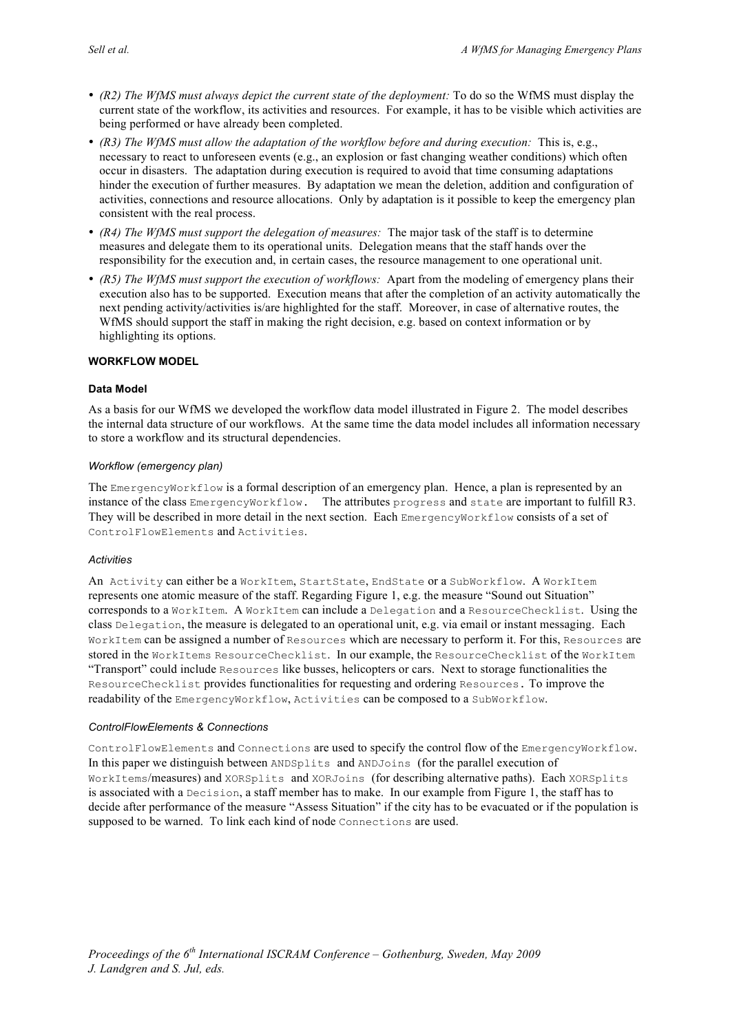- *(R2) The WfMS must always depict the current state of the deployment:* To do so the WfMS must display the current state of the workflow, its activities and resources. For example, it has to be visible which activities are being performed or have already been completed.
- *(R3) The WfMS must allow the adaptation of the workflow before and during execution:* This is, e.g., necessary to react to unforeseen events (e.g., an explosion or fast changing weather conditions) which often occur in disasters. The adaptation during execution is required to avoid that time consuming adaptations hinder the execution of further measures. By adaptation we mean the deletion, addition and configuration of activities, connections and resource allocations. Only by adaptation is it possible to keep the emergency plan consistent with the real process.
- *(R4) The WfMS must support the delegation of measures:* The major task of the staff is to determine measures and delegate them to its operational units. Delegation means that the staff hands over the responsibility for the execution and, in certain cases, the resource management to one operational unit.
- *(R5) The WfMS must support the execution of workflows:* Apart from the modeling of emergency plans their execution also has to be supported. Execution means that after the completion of an activity automatically the next pending activity/activities is/are highlighted for the staff. Moreover, in case of alternative routes, the WfMS should support the staff in making the right decision, e.g. based on context information or by highlighting its options.

## WORKFLOW MODEL

### Data Model

As a basis for our WfMS we developed the workflow data model illustrated in Figure 2. The model describes the internal data structure of our workflows. At the same time the data model includes all information necessary to store a workflow and its structural dependencies.

#### *Workflow (emergency plan)*

The `EmergencyWorkflow` is a formal description of an emergency plan. Hence, a plan is represented by an instance of the class `EmergencyWorkflow`. The attributes `progress` and `state` are important to fulfill R3. They will be described in more detail in the next section. Each `EmergencyWorkflow` consists of a set of `ControlFlowElements` and `Activities`.

#### *Activities*

An `Activity` can either be a `WorkItem`, `StartState`, `EndState` or a `SubWorkflow`. A `WorkItem` represents one atomic measure of the staff. Regarding Figure 1, e.g. the measure "Sound out Situation" corresponds to a `WorkItem`. A `WorkItem` can include a `Delegation` and a `ResourceChecklist`. Using the class `Delegation`, the measure is delegated to an operational unit, e.g. via email or instant messaging. Each `WorkItem` can be assigned a number of `Resources` which are necessary to perform it. For this, `Resources` are stored in the `WorkItems` `ResourceChecklist`. In our example, the `ResourceChecklist` of the `WorkItem` "Transport" could include `Resources` like busses, helicopters or cars. Next to storage functionalities the `ResourceChecklist` provides functionalities for requesting and ordering `Resources`. To improve the readability of the `EmergencyWorkflow`, `Activities` can be composed to a `SubWorkflow`.

#### *ControlFlowElements & Connections*

`ControlFlowElements` and `Connections` are used to specify the control flow of the `EmergencyWorkflow`. In this paper we distinguish between `ANDSplits` and `ANDJoins` (for the parallel execution of `WorkItems`/measures) and `XORSplits` and `XORJoins` (for describing alternative paths). Each `XORSplits` is associated with a `Decision`, a staff member has to make. In our example from Figure 1, the staff has to decide after performance of the measure "Assess Situation" if the city has to be evacuated or if the population is supposed to be warned. To link each kind of node `Connections` are used.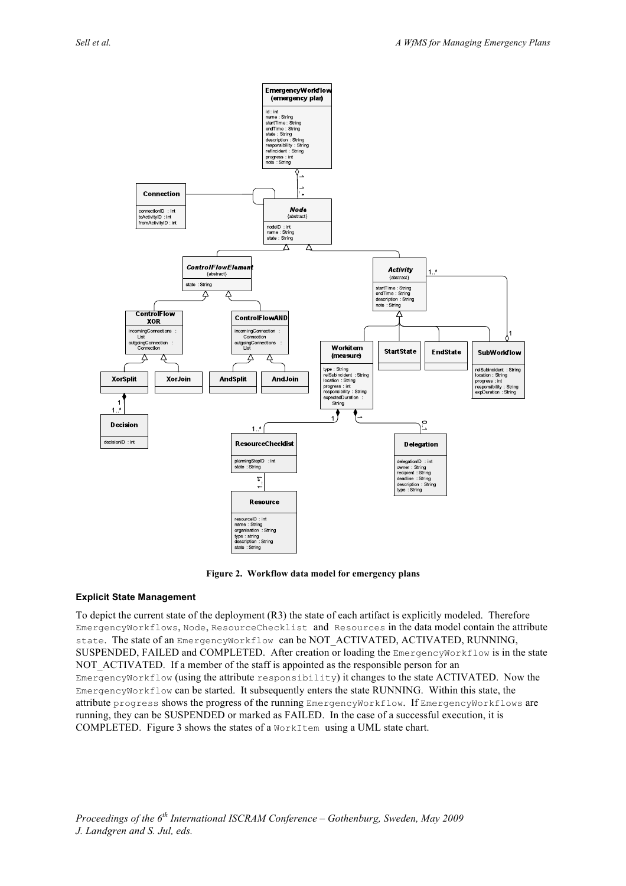Figure 2. Workflow data model for emergency plans

**Explicit State Management**

To depict the current state of the deployment (R3) the state of each artifact is explicitly modeled. Therefore `EmergencyWorkflows`, `Node`, `ResourceChecklist` and `Resources` in the data model contain the attribute `state`. The state of an `EmergencyWorkflow` can be NOT_ACTIVATED, ACTIVATED, RUNNING, SUSPENDED, FAILED and COMPLETED. After creation or loading the `EmergencyWorkflow` is in the state NOT_ACTIVATED. If a member of the staff is appointed as the responsible person for an `EmergencyWorkflow` (using the attribute `responsibility`) it changes to the state ACTIVATED. Now the `EmergencyWorkflow` can be started. It subsequently enters the state RUNNING. Within this state, the attribute `progress` shows the progress of the running `EmergencyWorkflow`. If `EmergencyWorkflows` are running, they can be SUSPENDED or marked as FAILED. In the case of a successful execution, it is COMPLETED. Figure 3 shows the states of a `WorkItem` using a UML state chart.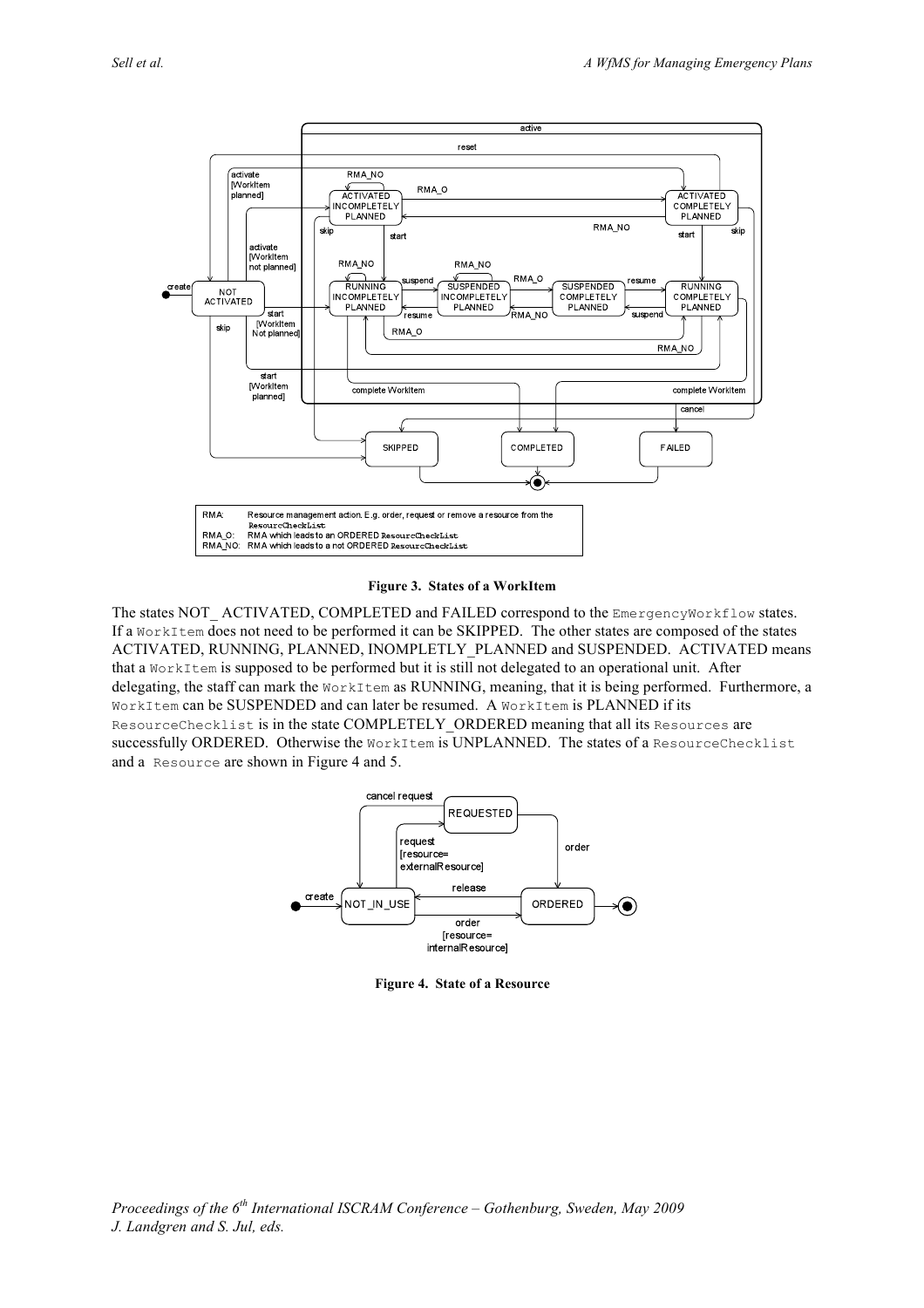**Figure 3. States of a WorkItem**

The states NOT_ ACTIVATED, COMPLETED and FAILED correspond to the `EmergencyWorkflow` states. If a `WorkItem` does not need to be performed it can be SKIPPED. The other states are composed of the states ACTIVATED, RUNNING, PLANNED, INOMPLETELY_PLANNED and SUSPENDED. ACTIVATED means that a `WorkItem` is supposed to be performed but it is still not delegated to an operational unit. After delegating, the staff can mark the `WorkItem` as RUNNING, meaning, that it is being performed. Furthermore, a `WorkItem` can be SUSPENDED and can later be resumed. A `WorkItem` is PLANNED if its `ResourceChecklist` is in the state COMPLETELY_ORDERED meaning that all its `Resources` are successfully ORDERED. Otherwise the `WorkItem` is UNPLANNED. The states of a `ResourceChecklist` and a `Resource` are shown in Figure 4 and 5.

**Figure 4. State of a Resource**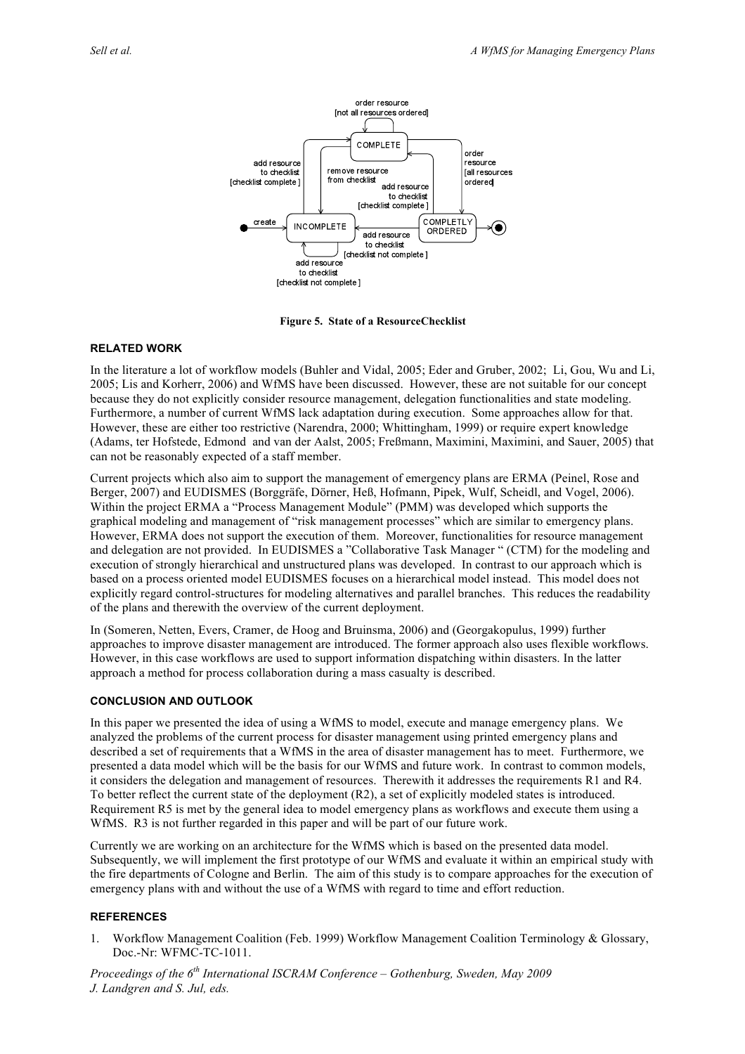Figure 5. State of a ResourceChecklist

## RELATED WORK

In the literature a lot of workflow models (Buhler and Vidal, 2005; Eder and Gruber, 2002; Li, Gou, Wu and Li, 2005; Lis and Korherr, 2006) and WfMS have been discussed. However, these are not suitable for our concept because they do not explicitly consider resource management, delegation functionalities and state modeling. Furthermore, a number of current WfMS lack adaptation during execution. Some approaches allow for that. However, these are either too restrictive (Narendra, 2000; Whittingham, 1999) or require expert knowledge (Adams, ter Hofstede, Edmond and van der Aalst, 2005; Freßmann, Maximini, Maximini, and Sauer, 2005) that can not be reasonably expected of a staff member.

Current projects which also aim to support the management of emergency plans are ERMA (Peinel, Rose and Berger, 2007) and EUDISMES (Borggräfe, Dörner, Heß, Hofmann, Pipek, Wulf, Scheidl, and Vogel, 2006). Within the project ERMA a "Process Management Module" (PMM) was developed which supports the graphical modeling and management of "risk management processes" which are similar to emergency plans. However, ERMA does not support the execution of them. Moreover, functionalities for resource management and delegation are not provided. In EUDISMES a "Collaborative Task Manager " (CTM) for the modeling and execution of strongly hierarchical and unstructured plans was developed. In contrast to our approach which is based on a process oriented model EUDISMES focuses on a hierarchical model instead. This model does not explicitly regard control-structures for modeling alternatives and parallel branches. This reduces the readability of the plans and therewith the overview of the current deployment.

In (Someren, Netten, Evers, Cramer, de Hoog and Bruinsma, 2006) and (Georgakopulus, 1999) further approaches to improve disaster management are introduced. The former approach also uses flexible workflows. However, in this case workflows are used to support information dispatching within disasters. In the latter approach a method for process collaboration during a mass casualty is described.

## CONCLUSION AND OUTLOOK

In this paper we presented the idea of using a WfMS to model, execute and manage emergency plans. We analyzed the problems of the current process for disaster management using printed emergency plans and described a set of requirements that a WfMS in the area of disaster management has to meet. Furthermore, we presented a data model which will be the basis for our WfMS and future work. In contrast to common models, it considers the delegation and management of resources. Therewith it addresses the requirements R1 and R4. To better reflect the current state of the deployment (R2), a set of explicitly modeled states is introduced. Requirement R5 is met by the general idea to model emergency plans as workflows and execute them using a WfMS. R3 is not further regarded in this paper and will be part of our future work.

Currently we are working on an architecture for the WfMS which is based on the presented data model. Subsequently, we will implement the first prototype of our WfMS and evaluate it within an empirical study with the fire departments of Cologne and Berlin. The aim of this study is to compare approaches for the execution of emergency plans with and without the use of a WfMS with regard to time and effort reduction.

## REFERENCES

1. Workflow Management Coalition (Feb. 1999) Workflow Management Coalition Terminology & Glossary, Doc.-Nr: WFMC-TC-1011.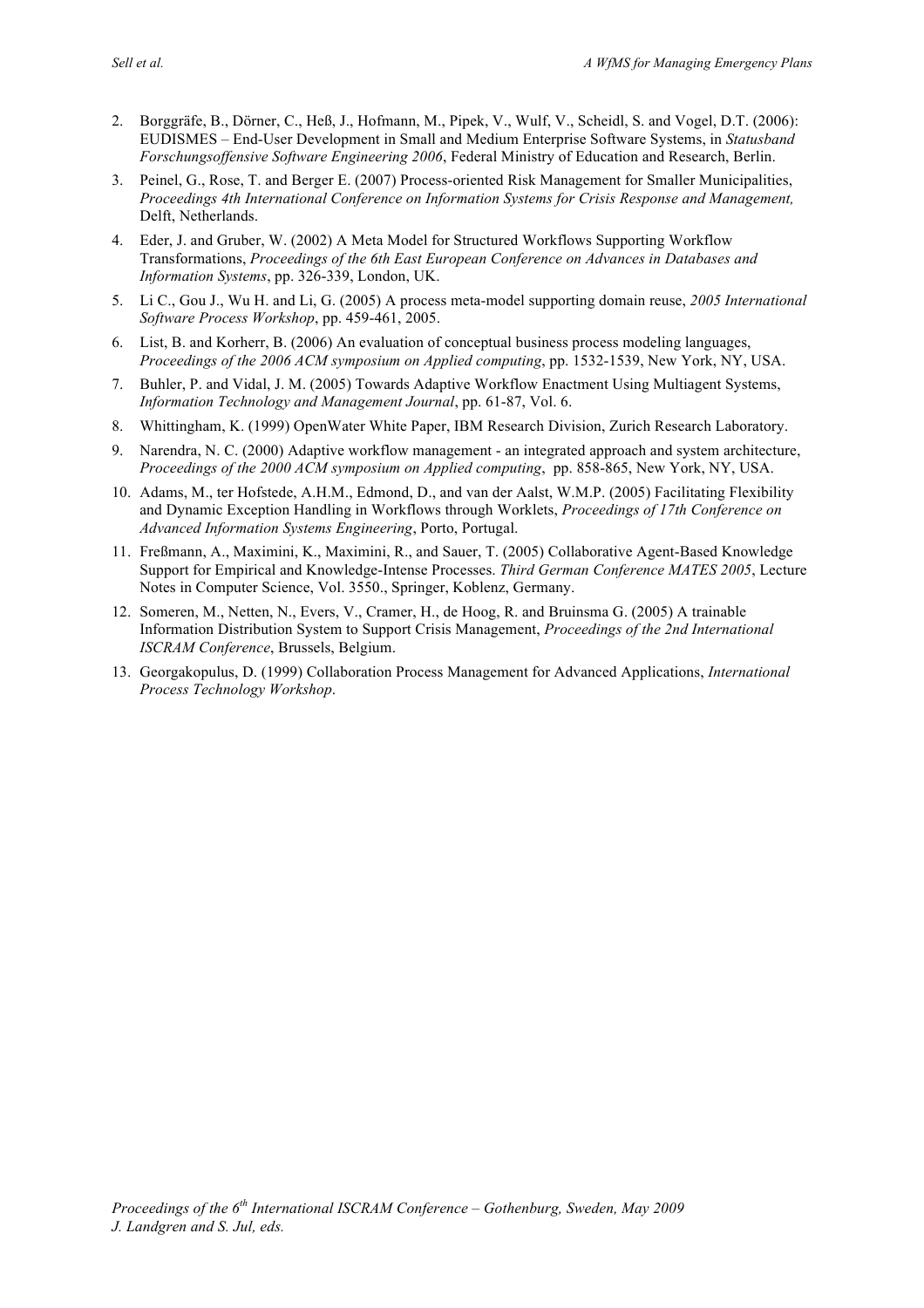2. Borggräfe, B., Dörner, C., Heß, J., Hofmann, M., Pipek, V., Wulf, V., Scheidl, S. and Vogel, D.T. (2006): EUDISMES – End-User Development in Small and Medium Enterprise Software Systems, in *Statusband Forschungsoffensive Software Engineering 2006*, Federal Ministry of Education and Research, Berlin.
3. Peinel, G., Rose, T. and Berger E. (2007) Process-oriented Risk Management for Smaller Municipalities, *Proceedings 4th International Conference on Information Systems for Crisis Response and Management,* Delft, Netherlands.
4. Eder, J. and Gruber, W. (2002) A Meta Model for Structured Workflows Supporting Workflow Transformations, *Proceedings of the 6th East European Conference on Advances in Databases and Information Systems*, pp. 326-339, London, UK.
5. Li C., Gou J., Wu H. and Li, G. (2005) A process meta-model supporting domain reuse, *2005 International Software Process Workshop*, pp. 459-461, 2005.
6. List, B. and Korherr, B. (2006) An evaluation of conceptual business process modeling languages, *Proceedings of the 2006 ACM symposium on Applied computing*, pp. 1532-1539, New York, NY, USA.
7. Buhler, P. and Vidal, J. M. (2005) Towards Adaptive Workflow Enactment Using Multiagent Systems, *Information Technology and Management Journal*, pp. 61-87, Vol. 6.
8. Whittingham, K. (1999) OpenWater White Paper, IBM Research Division, Zurich Research Laboratory.
9. Narendra, N. C. (2000) Adaptive workflow management - an integrated approach and system architecture, *Proceedings of the 2000 ACM symposium on Applied computing*, pp. 858-865, New York, NY, USA.
10. Adams, M., ter Hofstede, A.H.M., Edmond, D., and van der Aalst, W.M.P. (2005) Facilitating Flexibility and Dynamic Exception Handling in Workflows through Worklets, *Proceedings of 17th Conference on Advanced Information Systems Engineering*, Porto, Portugal.
11. Freßmann, A., Maximini, K., Maximini, R., and Sauer, T. (2005) Collaborative Agent-Based Knowledge Support for Empirical and Knowledge-Intense Processes. *Third German Conference MATES 2005*, Lecture Notes in Computer Science, Vol. 3550., Springer, Koblenz, Germany.
12. Someren, M., Netten, N., Evers, V., Cramer, H., de Hoog, R. and Bruinsma G. (2005) A trainable Information Distribution System to Support Crisis Management, *Proceedings of the 2nd International ISCRAM Conference*, Brussels, Belgium.
13. Georgakopulus, D. (1999) Collaboration Process Management for Advanced Applications, *International Process Technology Workshop*.